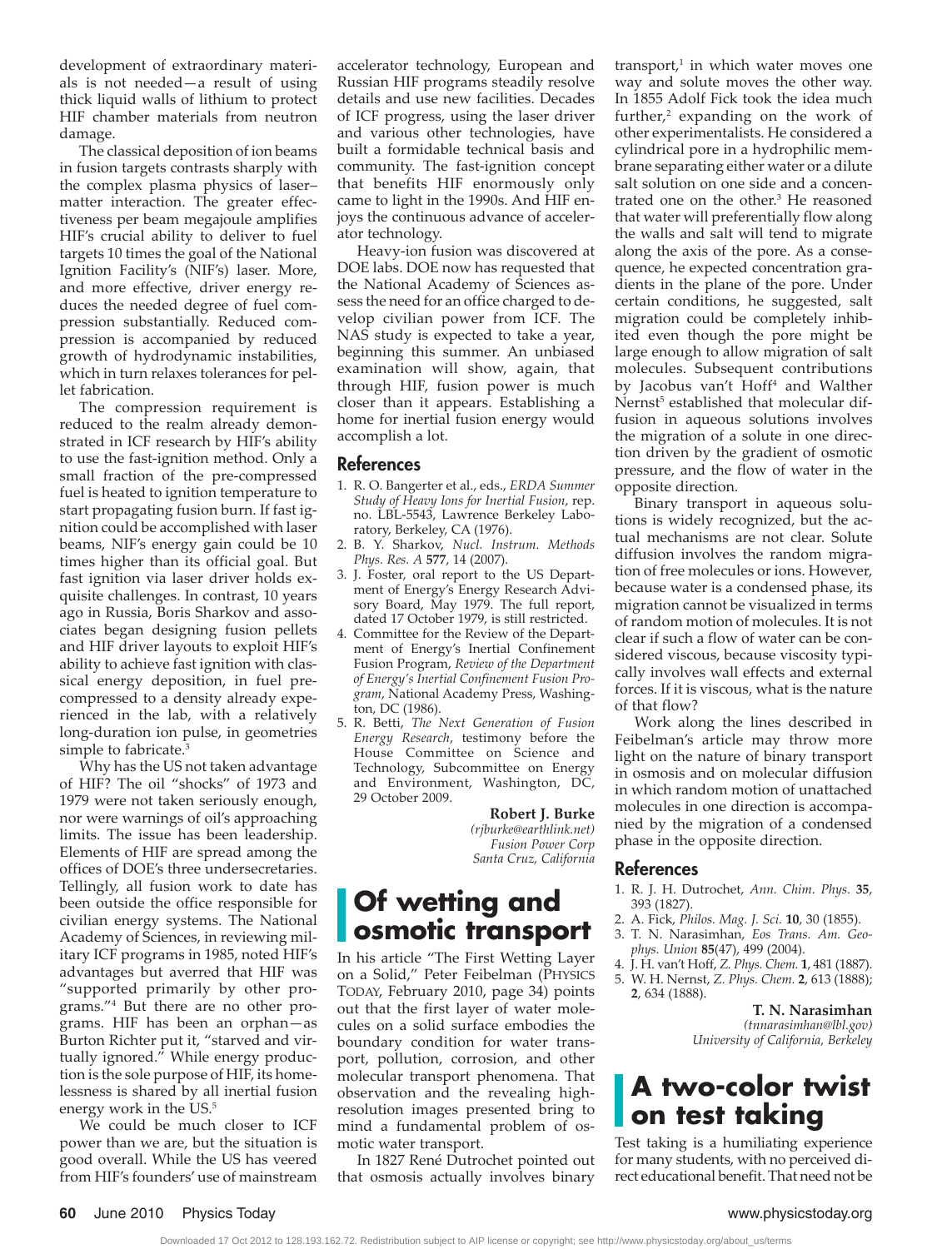development of extraordinary materials is not needed—a result of using thick liquid walls of lithium to protect HIF chamber materials from neutron damage.

The classical deposition of ion beams in fusion targets contrasts sharply with the complex plasma physics of laser–matter interaction. The greater effectiveness per beam megajoule amplifies HIF's crucial ability to deliver to fuel targets 10 times the goal of the National Ignition Facility's (NIF's) laser. More, and more effective, driver energy reduces the needed degree of fuel compression substantially. Reduced compression is accompanied by reduced growth of hydrodynamic instabilities, which in turn relaxes tolerances for pellet fabrication.

The compression requirement is reduced to the realm already demonstrated in ICF research by HIF's ability to use the fast-ignition method. Only a small fraction of the pre-compressed fuel is heated to ignition temperature to start propagating fusion burn. If fast ignition could be accomplished with laser beams, NIF's energy gain could be 10 times higher than its official goal. But fast ignition via laser driver holds exquisite challenges. In contrast, 10 years ago in Russia, Boris Sharkov and associates began designing fusion pellets and HIF driver layouts to exploit HIF's ability to achieve fast ignition with classical energy deposition, in fuel precompressed to a density already experienced in the lab, with a relatively long-duration ion pulse, in geometries simple to fabricate.[3]

Why has the US not taken advantage of HIF? The oil "shocks" of 1973 and 1979 were not taken seriously enough, nor were warnings of oil's approaching limits. The issue has been leadership. Elements of HIF are spread among the offices of DOE's three undersecretaries. Tellingly, all fusion work to date has been outside the office responsible for civilian energy systems. The National Academy of Sciences, in reviewing military ICF programs in 1985, noted HIF's advantages but averred that HIF was "supported primarily by other programs."[4] But there are no other programs. HIF has been an orphan—as Burton Richter put it, "starved and virtually ignored." While energy production is the sole purpose of HIF, its homelessness is shared by all inertial fusion energy work in the US.[5]

We could be much closer to ICF power than we are, but the situation is good overall. While the US has veered from HIF's founders' use of mainstream accelerator technology, European and Russian HIF programs steadily resolve details and use new facilities. Decades of ICF progress, using the laser driver and various other technologies, have built a formidable technical basis and community. The fast-ignition concept that benefits HIF enormously only came to light in the 1990s. And HIF enjoys the continuous advance of accelerator technology.

Heavy-ion fusion was discovered at DOE labs. DOE now has requested that the National Academy of Sciences assess the need for an office charged to develop civilian power from ICF. The NAS study is expected to take a year, beginning this summer. An unbiased examination will show, again, that through HIF, fusion power is much closer than it appears. Establishing a home for inertial fusion energy would accomplish a lot.

### References

1. R. O. Bangerter et al., eds., *ERDA Summer Study of Heavy Ions for Inertial Fusion*, rep. no. LBL-5543, Lawrence Berkeley Laboratory, Berkeley, CA (1976).
2. B. Y. Sharkov, *Nucl. Instrum. Methods Phys. Res. A* **577**, 14 (2007).
3. J. Foster, oral report to the US Department of Energy's Energy Research Advisory Board, May 1979. The full report, dated 17 October 1979, is still restricted.
4. Committee for the Review of the Department of Energy's Inertial Confinement Fusion Program, *Review of the Department of Energy's Inertial Confinement Fusion Program*, National Academy Press, Washington, DC (1986).
5. R. Betti, *The Next Generation of Fusion Energy Research*, testimony before the House Committee on Science and Technology, Subcommittee on Energy and Environment, Washington, DC, 29 October 2009.

**Robert J. Burke**
*(rjburke@earthlink.net)*
*Fusion Power Corp*
*Santa Cruz, California*

## Of wetting and osmotic transport

In his article "The First Wetting Layer on a Solid," Peter Feibelman (PHYSICS TODAY, February 2010, page 34) points out that the first layer of water molecules on a solid surface embodies the boundary condition for water transport, pollution, corrosion, and other molecular transport phenomena. That observation and the revealing high-resolution images presented bring to mind a fundamental problem of osmotic water transport.

In 1827 René Dutrochet pointed out that osmosis actually involves binary transport,[1] in which water moves one way and solute moves the other way. In 1855 Adolf Fick took the idea much further,[2] expanding on the work of other experimentalists. He considered a cylindrical pore in a hydrophilic membrane separating either water or a dilute salt solution on one side and a concentrated one on the other.[3] He reasoned that water will preferentially flow along the walls and salt will tend to migrate along the axis of the pore. As a consequence, he expected concentration gradients in the plane of the pore. Under certain conditions, he suggested, salt migration could be completely inhibited even though the pore might be large enough to allow migration of salt molecules. Subsequent contributions by Jacobus van't Hoff[4] and Walther Nernst[5] established that molecular diffusion in aqueous solutions involves the migration of a solute in one direction driven by the gradient of osmotic pressure, and the flow of water in the opposite direction.

Binary transport in aqueous solutions is widely recognized, but the actual mechanisms are not clear. Solute diffusion involves the random migration of free molecules or ions. However, because water is a condensed phase, its migration cannot be visualized in terms of random motion of molecules. It is not clear if such a flow of water can be considered viscous, because viscosity typically involves wall effects and external forces. If it is viscous, what is the nature of that flow?

Work along the lines described in Feibelman's article may throw more light on the nature of binary transport in osmosis and on molecular diffusion in which random motion of unattached molecules in one direction is accompanied by the migration of a condensed phase in the opposite direction.

### References

1. R. J. H. Dutrochet, *Ann. Chim. Phys.* **35**, 393 (1827).
2. A. Fick, *Philos. Mag. J. Sci.* **10**, 30 (1855).
3. T. N. Narasimhan, *Eos Trans. Am. Geophys. Union* **85**(47), 499 (2004).
4. J. H. van't Hoff, *Z. Phys. Chem.* **1**, 481 (1887).
5. W. H. Nernst, *Z. Phys. Chem.* **2**, 613 (1888); **2**, 634 (1888).

**T. N. Narasimhan**
*(tnnarasimhan@lbl.gov)*
*University of California, Berkeley*

## A two-color twist on test taking

Test taking is a humiliating experience for many students, with no perceived direct educational benefit. That need not be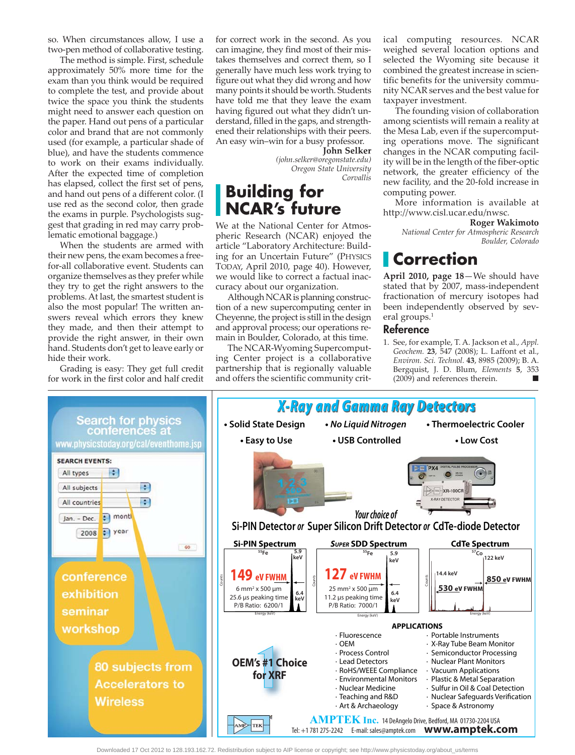so. When circumstances allow, I use a two-pen method of collaborative testing.

The method is simple. First, schedule approximately 50% more time for the exam than you think would be required to complete the test, and provide about twice the space you think the students might need to answer each question on the paper. Hand out pens of a particular color and brand that are not commonly used (for example, a particular shade of blue), and have the students commence to work on their exams individually. After the expected time of completion has elapsed, collect the first set of pens, and hand out pens of a different color. (I use red as the second color, then grade the exams in purple. Psychologists suggest that grading in red may carry problematic emotional baggage.)

When the students are armed with their new pens, the exam becomes a free-for-all collaborative event. Students can organize themselves as they prefer while they try to get the right answers to the problems. At last, the smartest student is also the most popular! The written answers reveal which errors they knew they made, and then their attempt to provide the right answer, in their own hand. Students don't get to leave early or hide their work.

Grading is easy: They get full credit for work in the first color and half credit for correct work in the second. As you can imagine, they find most of their mistakes themselves and correct them, so I generally have much less work trying to figure out what they did wrong and how many points it should be worth. Students have told me that they leave the exam having figured out what they didn't understand, filled in the gaps, and strengthened their relationships with their peers. An easy win–win for a busy professor.

**John Selker**
*(john.selker@oregonstate.edu)*
*Oregon State University*
*Corvallis*

# Building for NCAR's future

We at the National Center for Atmospheric Research (NCAR) enjoyed the article "Laboratory Architecture: Building for an Uncertain Future" (PHYSICS TODAY, April 2010, page 40). However, we would like to correct a factual inaccuracy about our organization.

Although NCAR is planning construction of a new supercomputing center in Cheyenne, the project is still in the design and approval process; our operations remain in Boulder, Colorado, at this time.

The NCAR-Wyoming Supercomputing Center project is a collaborative partnership that is regionally valuable and offers the scientific community critical computing resources. NCAR weighed several location options and selected the Wyoming site because it combined the greatest increase in scientific benefits for the university community NCAR serves and the best value for taxpayer investment.

The founding vision of collaboration among scientists will remain a reality at the Mesa Lab, even if the supercomputing operations move. The significant changes in the NCAR computing facility will be in the length of the fiber-optic network, the greater efficiency of the new facility, and the 20-fold increase in computing power.

More information is available at http://www.cisl.ucar.edu/nwsc.

**Roger Wakimoto**
*National Center for Atmospheric Research*
*Boulder, Colorado*

# Correction

**April 2010, page 18**—We should have stated that by 2007, mass-independent fractionation of mercury isotopes had been independently observed by several groups.[1]

## Reference

1. See, for example, T. A. Jackson et al., *Appl. Geochem.* **23**, 547 (2008); L. Laffont et al., *Environ. Sci. Technol.* **43**, 8985 (2009); B. A. Bergquist, J. D. Blum, *Elements* **5**, 353 (2009) and references therein.

---

Search for physics conferences at
www.physicstoday.org/cal/eventhome.jsp

SEARCH EVENTS:
All types
All subjects
All countries
Jan. – Dec. month
2008 year
GO

conference
exhibition
seminar
workshop

80 subjects from Accelerators to Wireless

---

X-Ray and Gamma Ray Detectors

• Solid State Design • *No Liquid Nitrogen* • Thermoelectric Cooler
• Easy to Use • USB Controlled • Low Cost

*Your choice of*
Si-PIN Detector *or* Super Silicon Drift Detector *or* CdTe-diode Detector

Si-PIN Spectrum
$^{55}$Fe 5.9 keV
149 eV FWHM
6 mm² x 500 µm
25.6 µs peaking time
P/B Ratio: 6200/1
6.4 keV
Counts
Energy (keV)

SUPER SDD Spectrum
$^{55}$Fe 5.9 keV
127 eV FWHM
25 mm² x 500 µm
11.2 µs peaking time
P/B Ratio: 7000/1
6.4 keV
Counts
Energy (keV)

CdTe Spectrum
$^{57}$Co
122 keV
14.4 keV
850 eV FWHM
530 eV FWHM
Counts
Energy (keV)

OEM's #1 Choice for XRF

APPLICATIONS
· Fluorescence
· OEM
· Process Control
· Lead Detectors
· RoHS/WEEE Compliance
· Environmental Monitors
· Nuclear Medicine
· Teaching and R&D
· Art & Archaeology
· Portable Instruments
· X-Ray Tube Beam Monitor
· Semiconductor Processing
· Nuclear Plant Monitors
· Vacuum Applications
· Plastic & Metal Separation
· Sulfur in Oil & Coal Detection
· Nuclear Safeguards Verification
· Space & Astronomy

AMPTEK Inc. 14 DeAngelo Drive, Bedford, MA 01730-2204 USA
Tel: +1 781 275-2242 E-mail: sales@amptek.com www.amptek.com